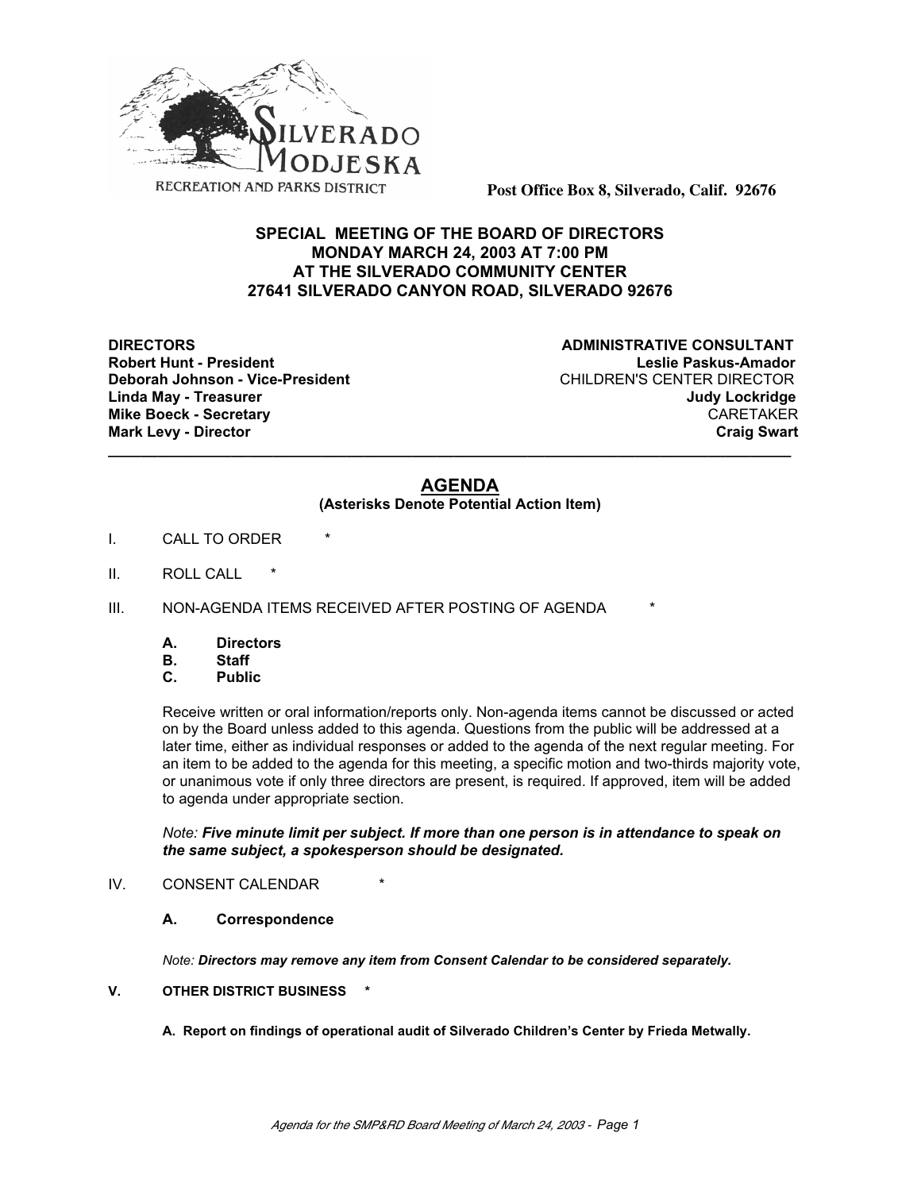SILVERADO MODJESKA
RECREATION AND PARKS DISTRICT

**Post Office Box 8, Silverado, Calif. 92676**

**SPECIAL MEETING OF THE BOARD OF DIRECTORS**
**MONDAY MARCH 24, 2003 AT 7:00 PM**
**AT THE SILVERADO COMMUNITY CENTER**
**27641 SILVERADO CANYON ROAD, SILVERADO 92676**

**DIRECTORS**
**Robert Hunt - President**
**Deborah Johnson - Vice-President**
**Linda May - Treasurer**
**Mike Boeck - Secretary**
**Mark Levy - Director**

**ADMINISTRATIVE CONSULTANT**
**Leslie Paskus-Amador**
CHILDREN'S CENTER DIRECTOR
**Judy Lockridge**
CARETAKER
**Craig Swart**

---

## AGENDA

**(Asterisks Denote Potential Action Item)**

I. CALL TO ORDER *

II. ROLL CALL *

III. NON-AGENDA ITEMS RECEIVED AFTER POSTING OF AGENDA *

  **A. Directors**
  **B. Staff**
  **C. Public**

  Receive written or oral information/reports only. Non-agenda items cannot be discussed or acted on by the Board unless added to this agenda. Questions from the public will be addressed at a later time, either as individual responses or added to the agenda of the next regular meeting. For an item to be added to the agenda for this meeting, a specific motion and two-thirds majority vote, or unanimous vote if only three directors are present, is required. If approved, item will be added to agenda under appropriate section.

  *Note:* ***Five minute limit per subject. If more than one person is in attendance to speak on the same subject, a spokesperson should be designated.***

IV. CONSENT CALENDAR *

  **A. Correspondence**

  *Note:* ***Directors may remove any item from Consent Calendar to be considered separately.***

**V. OTHER DISTRICT BUSINESS ***

  **A. Report on findings of operational audit of Silverado Children's Center by Frieda Metwally.**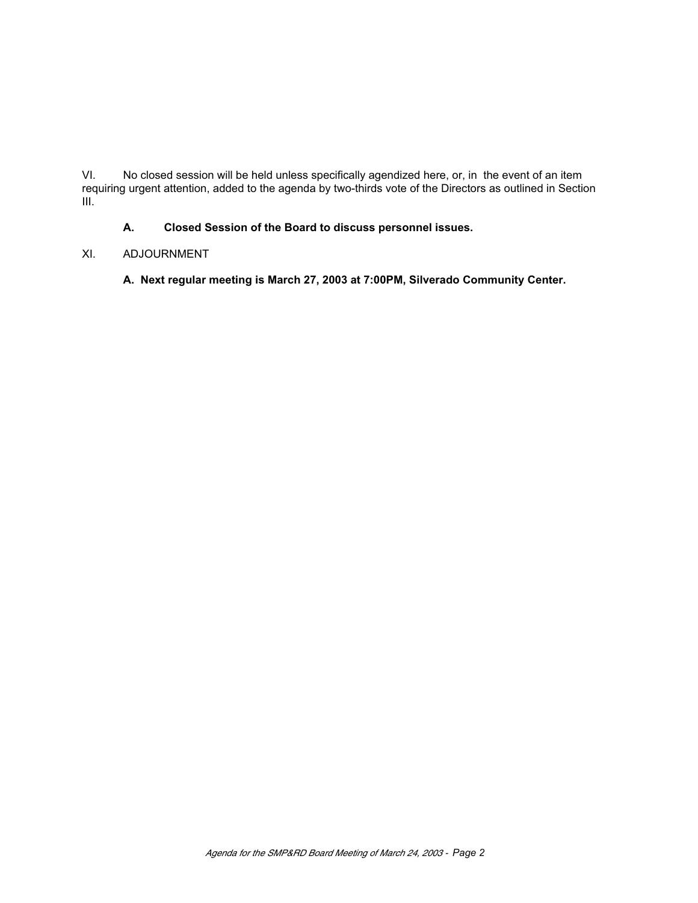VI. No closed session will be held unless specifically agendized here, or, in the event of an item requiring urgent attention, added to the agenda by two-thirds vote of the Directors as outlined in Section III.

**A. Closed Session of the Board to discuss personnel issues.**

XI. ADJOURNMENT

**A. Next regular meeting is March 27, 2003 at 7:00PM, Silverado Community Center.**